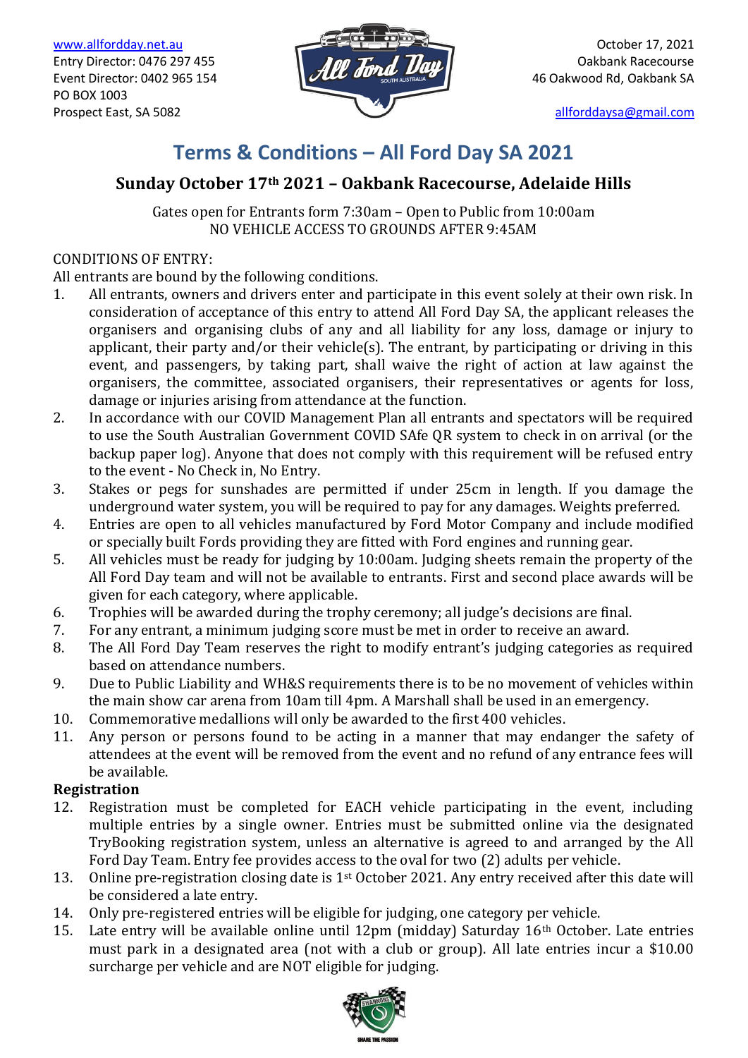www.allfordday.net.au
Entry Director: 0476 297 455
Event Director: 0402 965 154
PO BOX 1003
Prospect East, SA 5082

October 17, 2021
Oakbank Racecourse
46 Oakwood Rd, Oakbank SA

allforddaysa@gmail.com

# Terms & Conditions – All Ford Day SA 2021

## Sunday October 17th 2021 – Oakbank Racecourse, Adelaide Hills

Gates open for Entrants form 7:30am – Open to Public from 10:00am
NO VEHICLE ACCESS TO GROUNDS AFTER 9:45AM

CONDITIONS OF ENTRY:
All entrants are bound by the following conditions.

1. All entrants, owners and drivers enter and participate in this event solely at their own risk. In consideration of acceptance of this entry to attend All Ford Day SA, the applicant releases the organisers and organising clubs of any and all liability for any loss, damage or injury to applicant, their party and/or their vehicle(s). The entrant, by participating or driving in this event, and passengers, by taking part, shall waive the right of action at law against the organisers, the committee, associated organisers, their representatives or agents for loss, damage or injuries arising from attendance at the function.
2. In accordance with our COVID Management Plan all entrants and spectators will be required to use the South Australian Government COVID SAfe QR system to check in on arrival (or the backup paper log). Anyone that does not comply with this requirement will be refused entry to the event - No Check in, No Entry.
3. Stakes or pegs for sunshades are permitted if under 25cm in length. If you damage the underground water system, you will be required to pay for any damages. Weights preferred.
4. Entries are open to all vehicles manufactured by Ford Motor Company and include modified or specially built Fords providing they are fitted with Ford engines and running gear.
5. All vehicles must be ready for judging by 10:00am. Judging sheets remain the property of the All Ford Day team and will not be available to entrants. First and second place awards will be given for each category, where applicable.
6. Trophies will be awarded during the trophy ceremony; all judge's decisions are final.
7. For any entrant, a minimum judging score must be met in order to receive an award.
8. The All Ford Day Team reserves the right to modify entrant's judging categories as required based on attendance numbers.
9. Due to Public Liability and WH&S requirements there is to be no movement of vehicles within the main show car arena from 10am till 4pm. A Marshall shall be used in an emergency.
10. Commemorative medallions will only be awarded to the first 400 vehicles.
11. Any person or persons found to be acting in a manner that may endanger the safety of attendees at the event will be removed from the event and no refund of any entrance fees will be available.

**Registration**

12. Registration must be completed for EACH vehicle participating in the event, including multiple entries by a single owner. Entries must be submitted online via the designated TryBooking registration system, unless an alternative is agreed to and arranged by the All Ford Day Team. Entry fee provides access to the oval for two (2) adults per vehicle.
13. Online pre-registration closing date is 1st October 2021. Any entry received after this date will be considered a late entry.
14. Only pre-registered entries will be eligible for judging, one category per vehicle.
15. Late entry will be available online until 12pm (midday) Saturday 16th October. Late entries must park in a designated area (not with a club or group). All late entries incur a $10.00 surcharge per vehicle and are NOT eligible for judging.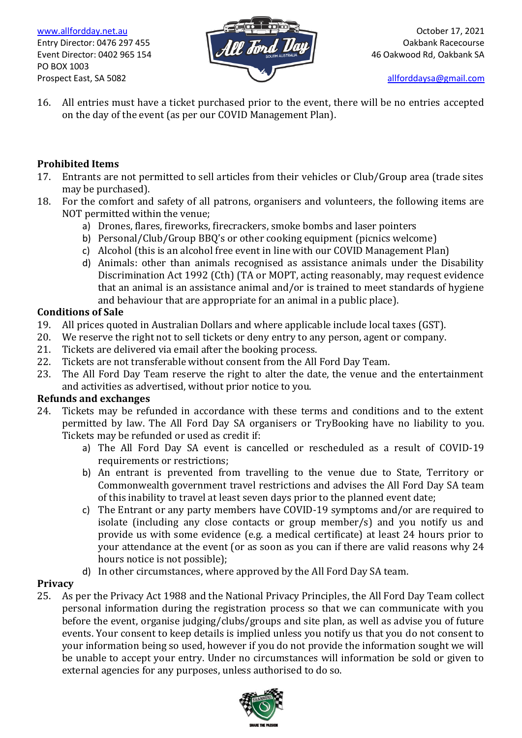16. All entries must have a ticket purchased prior to the event, there will be no entries accepted on the day of the event (as per our COVID Management Plan).

**Prohibited Items**

17. Entrants are not permitted to sell articles from their vehicles or Club/Group area (trade sites may be purchased).
18. For the comfort and safety of all patrons, organisers and volunteers, the following items are NOT permitted within the venue;
    a) Drones, flares, fireworks, firecrackers, smoke bombs and laser pointers
    b) Personal/Club/Group BBQ's or other cooking equipment (picnics welcome)
    c) Alcohol (this is an alcohol free event in line with our COVID Management Plan)
    d) Animals: other than animals recognised as assistance animals under the Disability Discrimination Act 1992 (Cth) (TA or MOPT, acting reasonably, may request evidence that an animal is an assistance animal and/or is trained to meet standards of hygiene and behaviour that are appropriate for an animal in a public place).

**Conditions of Sale**

19. All prices quoted in Australian Dollars and where applicable include local taxes (GST).
20. We reserve the right not to sell tickets or deny entry to any person, agent or company.
21. Tickets are delivered via email after the booking process.
22. Tickets are not transferable without consent from the All Ford Day Team.
23. The All Ford Day Team reserve the right to alter the date, the venue and the entertainment and activities as advertised, without prior notice to you.

**Refunds and exchanges**

24. Tickets may be refunded in accordance with these terms and conditions and to the extent permitted by law. The All Ford Day SA organisers or TryBooking have no liability to you. Tickets may be refunded or used as credit if:
    a) The All Ford Day SA event is cancelled or rescheduled as a result of COVID-19 requirements or restrictions;
    b) An entrant is prevented from travelling to the venue due to State, Territory or Commonwealth government travel restrictions and advises the All Ford Day SA team of this inability to travel at least seven days prior to the planned event date;
    c) The Entrant or any party members have COVID-19 symptoms and/or are required to isolate (including any close contacts or group member/s) and you notify us and provide us with some evidence (e.g. a medical certificate) at least 24 hours prior to your attendance at the event (or as soon as you can if there are valid reasons why 24 hours notice is not possible);
    d) In other circumstances, where approved by the All Ford Day SA team.

**Privacy**

25. As per the Privacy Act 1988 and the National Privacy Principles, the All Ford Day Team collect personal information during the registration process so that we can communicate with you before the event, organise judging/clubs/groups and site plan, as well as advise you of future events. Your consent to keep details is implied unless you notify us that you do not consent to your information being so used, however if you do not provide the information sought we will be unable to accept your entry. Under no circumstances will information be sold or given to external agencies for any purposes, unless authorised to do so.